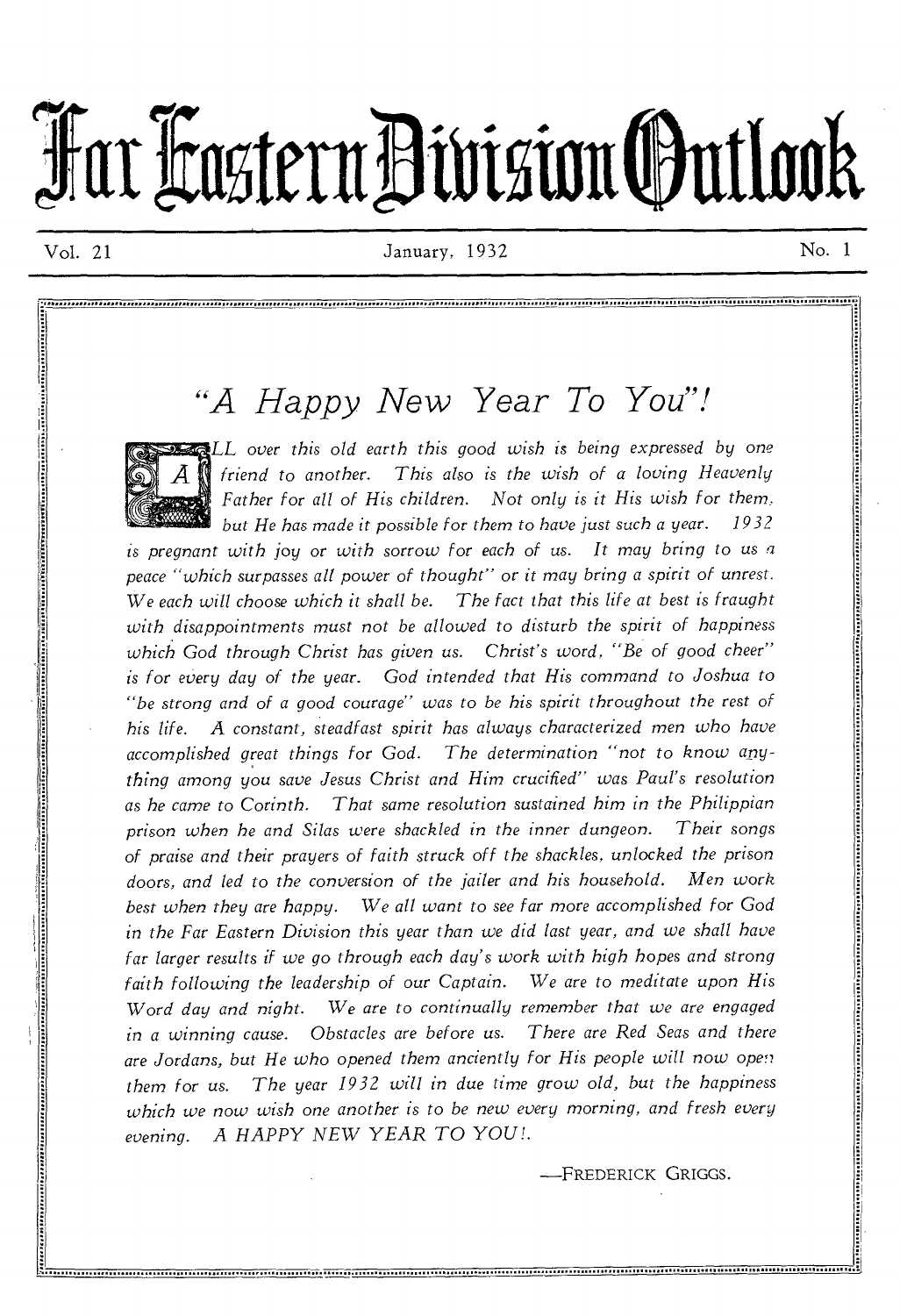# Far Eastern Division Outlook

Vol. 21 January, 1932 No. 1

## *"A Happy New Year To You"!*

*ALL over this old earth this good wish is being expressed by one friend to another. This also is the wish of a loving Heavenly Father for all of His children. Not only is it His wish for them, but He has made it possible for them to have just such a year. 1932 is pregnant with joy or with sorrow for each of us. It may bring to us a peace "which surpasses all power of thought" or it may bring a spirit of unrest. We each will choose which it shall be. The fact that this life at best is fraught with disappointments must not be allowed to disturb the spirit of happiness which God through Christ has given us. Christ's word, "Be of good cheer" is for every day of the year. God intended that His command to Joshua to "be strong and of a good courage" was to be his spirit throughout the rest of his life. A constant, steadfast spirit has always characterized men who have accomplished great things for God. The determination "not to know anything among you save Jesus Christ and Him crucified" was Paul's resolution as he came to Corinth. That same resolution sustained him in the Philippian prison when he and Silas were shackled in the inner dungeon. Their songs of praise and their prayers of faith struck off the shackles, unlocked the prison doors, and led to the conversion of the jailer and his household. Men work best when they are happy. We all want to see far more accomplished for God in the Far Eastern Division this year than we did last year, and we shall have far larger results if we go through each day's work with high hopes and strong faith following the leadership of our Captain. We are to meditate upon His Word day and night. We are to continually remember that we are engaged in a winning cause. Obstacles are before us. There are Red Seas and there are Jordans, but He who opened them anciently for His people will now open them for us. The year 1932 will in due time grow old, but the happiness which we now wish one another is to be new every morning, and fresh every evening. A HAPPY NEW YEAR TO YOU!.*

—FREDERICK GRIGGS.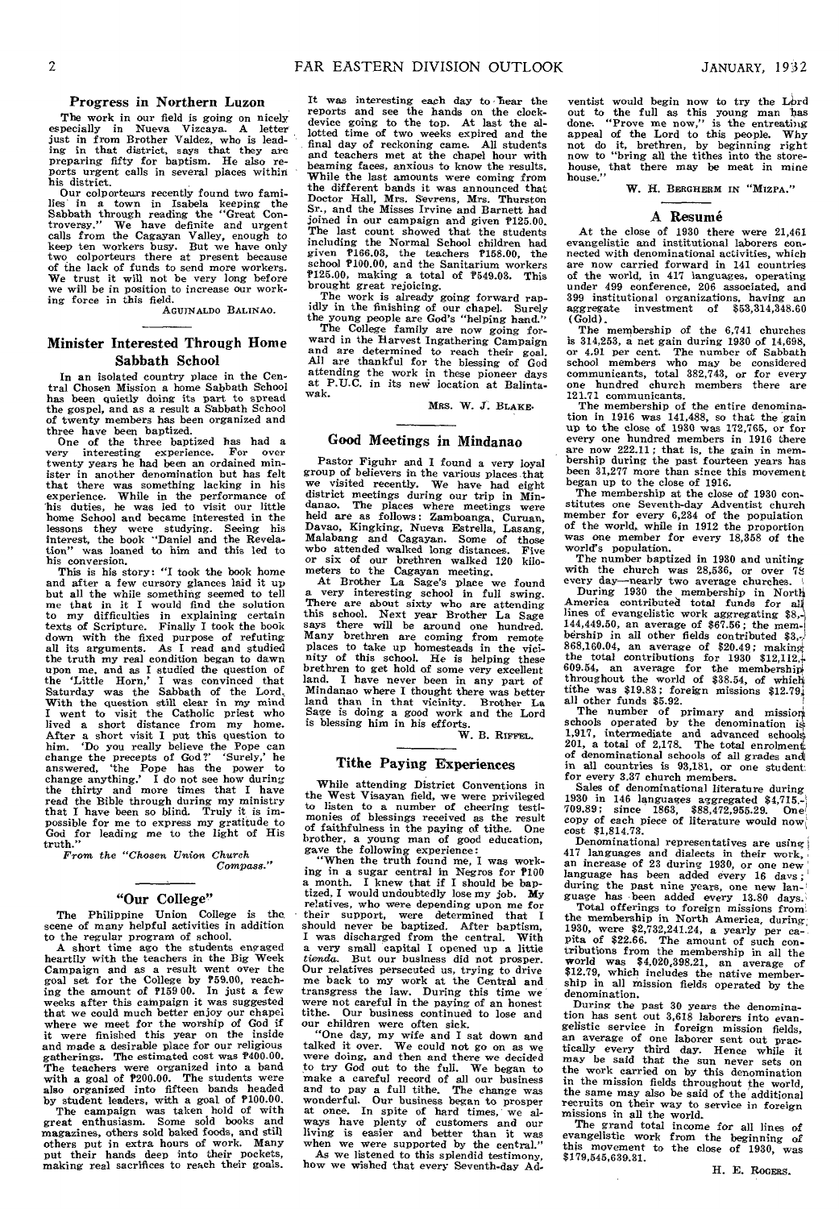## Progress in Northern Luzon

The work in our field is going on nicely especially in Nueva Vizcaya. A letter just in from Brother Valdez, who is leading in that district, says that they are preparing fifty for baptism. He also reports urgent calls in several places within his district.

Our colporteurs recently found two families in a town in Isabela keeping the Sabbath through reading the "Great Controversy." We have definite and urgent calls from the Cagayan Valley, enough to keep ten workers busy. But we have only two colporteurs there at present because of the lack of funds to send more workers. We trust it will not be very long before we will be in position to increase our working force in this field.

AGUINALDO BALINAO.

## Minister Interested Through Home Sabbath School

In an isolated country place in the Central Chosen Mission a home Sabbath School has been quietly doing its part to spread the gospel, and as a result a Sabbath School of twenty members has been organized and three have been baptized.

One of the three baptized has had a very interesting experience. For over twenty years he had been an ordained minister in another denomination but has felt that there was something lacking in his experience. While in the performance of his duties, he was led to visit our little home School and became interested in the lessons they were studying. Seeing his interest, the book "Daniel and the Revelation" was loaned to him and this led to his conversion.

This is his story: "I took the book home and after a few cursory glances laid it up but all the while something seemed to tell me that in it I would find the solution to my difficulties in explaining certain texts of Scripture. Finally I took the book down with the fixed purpose of refuting all its arguments. As I read and studied the truth my real condition began to dawn upon me, and as I studied the question of the 'Little Horn,' I was convinced that Saturday was the Sabbath of the Lord. With the question still clear in my mind I went to visit the Catholic priest who lived a short distance from my home. After a short visit I put this question to him. 'Do you really believe the Pope can change the precepts of God?' 'Surely,' he answered, 'the Pope has the power to change anything.' I do not see how during the thirty and more times that I have read the Bible through during my ministry that I have been so blind. Truly it is impossible for me to express my gratitude to God for leading me to the light of His truth."

*From the "Chosen Union Church Compass."*

## "Our College"

The Philippine Union College is the scene of many helpful activities in addition to the regular program of school.

A short time ago the students engaged heartily with the teachers in the Big Week Campaign and as a result went over the goal set for the College by ₱59.00, reaching the amount of ₱159 00. In just a few weeks after this campaign it was suggested that we could much better enjoy our chapel where we meet for the worship of God if it were finished this year on the inside and made a desirable place for our religious gatherings. The estimated cost was ₱400.00. The teachers were organized into a band with a goal of ₱200.00. The students were also organized into fifteen bands headed by student leaders, with a goal of ₱100.00.

The campaign was taken hold of with great enthusiasm. Some sold books and magazines, others sold baked foods, and still others put in extra hours of work. Many put their hands deep into their pockets, making real sacrifices to reach their goals.

It was interesting each day to hear the reports and see the hands on the clock-device going to the top. At last the allotted time of two weeks expired and the final day of reckoning came. All students and teachers met at the chapel hour with beaming faces, anxious to know the results. While the last amounts were coming from the different bands it was announced that Doctor Hall, Mrs. Sevrens, Mrs. Thurston Sr., and the Misses Irvine and Barnett had joined in our campaign and given ₱125.00. The last count showed that the students including the Normal School children had given ₱166.03, the teachers ₱158.00, the school ₱100.00, and the Sanitarium workers ₱125.00, making a total of ₱549.03. This brought great rejoicing.

The work is already going forward rapidly in the finishing of our chapel. Surely the young people are God's "helping hand."

The College family are now going forward in the Harvest Ingathering Campaign and are determined to reach their goal. All are thankful for the blessing of God attending the work in these pioneer days at P.U.C. in its new location at Balintawak.

MRS. W. J. BLAKE.

## Good Meetings in Mindanao

Pastor Figuhr and I found a very loyal group of believers in the various places that we visited recently. We have had eight district meetings during our trip in Mindanao. The places where meetings were held are as follows: Zamboanga, Curuan, Davao, Kingking, Nueva Estrella, Lasang, Malabang and Cagayan. Some of those who attended walked long distances. Five or six of our brethren walked 120 kilometers to the Cagayan meeting.

At Brother La Sage's place we found a very interesting school in full swing. There are about sixty who are attending this school. Next year Brother La Sage says there will be around one hundred. Many brethren are coming from remote places to take up homesteads in the vicinity of this school. He is helping these brethren to get hold of some very excellent land. I have never been in any part of Mindanao where I thought there was better land than in that vicinity. Brother La Sage is doing a good work and the Lord is blessing him in his efforts.

W. B. RIFFEL.

## Tithe Paying Experiences

While attending District Conventions in the West Visayan field, we were privileged to listen to a number of cheering testimonies of blessings received as the result of faithfulness in the paying of tithe. One brother, a young man of good education, gave the following experience:

"When the truth found me, I was working in a sugar central in Negros for ₱100 a month. I knew that if I should be baptized, I would undoubtedly lose my job. My relatives, who were depending upon me for their support, were determined that I should never be baptized. After baptism, I was discharged from the central. With a very small capital I opened up a little *tienda*. But our business did not prosper. Our relatives persecuted us, trying to drive me back to my work at the Central and transgress the law. During this time we were not careful in the paying of an honest tithe. Our business continued to lose and our children were often sick.

"One day, my wife and I sat down and talked it over. We could not go on as we were doing, and then and there we decided to try God out to the full. We began to make a careful record of all our business and to pay a full tithe. The change was wonderful. Our business began to prosper at once. In spite of hard times, we always have plenty of customers and our living is easier and better than it was when we were supported by the central."

As we listened to this splendid testimony, how we wished that every Seventh-day Adventist would begin now to try the Lord out to the full as this young man has done. "Prove me now," is the entreating appeal of the Lord to this people. Why not do it, brethren, by beginning right now to "bring all the tithes into the storehouse, that there may be meat in mine house."

W. H. BERGHERM IN "MIZPA."

## A Resumé

At the close of 1930 there were 21,461 evangelistic and institutional laborers connected with denominational activities, which are now carried forward in 141 countries of the world, in 417 languages, operating under 499 conference, 206 associated, and 399 institutional organizations, having an aggregate investment of \$53,314,348.60 (Gold).

The membership of the 6,741 churches is 314,253, a net gain during 1930 of 14,698, or 4.91 per cent. The number of Sabbath school members who may be considered communicants, total 382,743, or for every one hundred church members there are 121.71 communicants.

The membership of the entire denomination in 1916 was 141,488, so that the gain up to the close of 1930 was 172,765, or for every one hundred members in 1916 there are now 222.11; that is, the gain in membership during the past fourteen years has been 31,277 more than since this movement began up to the close of 1916.

The membership at the close of 1930 constitutes one Seventh-day Adventist church member for every 6,234 of the population of the world, while in 1912 the proportion was one member for every 18,358 of the world's population.

The number baptized in 1930 and uniting with the church was 28,536, or over 78 every day—nearly two average churches.

During 1930 the membership in North America contributed total funds for all lines of evangelistic work aggregating \$8,144,449.50, an average of \$67.56; the membership in all other fields contributed \$3,868,160.04, an average of \$20.49; making the total contributions for 1930 \$12,112,609.54, an average for the membership throughout the world of \$38.54, of which tithe was \$19.83; foreign missions \$12.79; all other funds \$5.92.

The number of primary and mission schools operated by the denomination is 1,917, intermediate and advanced schools 201, a total of 2,178. The total enrolment of denominational schools of all grades and in all countries is 93,181, or one student for every 3.37 church members.

Sales of denominational literature during 1930 in 146 languages aggregated \$4,715,709.89; since 1863, \$88,472,955.29. One copy of each piece of literature would now cost \$1,814.73.

Denominational representatives are using 417 languages and dialects in their work, an increase of 23 during 1930, or one new language has been added every 16 days; during the past nine years, one new language has been added every 13.80 days.

Total offerings to foreign missions from the membership in North America, during 1930, were \$2,732,241.24, a yearly per capita of \$22.66. The amount of such contributions from the membership in all the world was \$4,020,398.21, an average of \$12.79, which includes the native membership in all mission fields operated by the denomination.

During the past 30 years the denomination has sent out 3,618 laborers into evangelistic service in foreign mission fields, an average of one laborer sent out practically every third day. Hence while it may be said that the sun never sets on the work carried on by this denomination in the mission fields throughout the world, the same may also be said of the additional recruits on their way to service in foreign missions in all the world.

The grand total income for all lines of evangelistic work from the beginning of this movement to the close of 1930, was \$179,545,639.31.

H. E. ROGERS.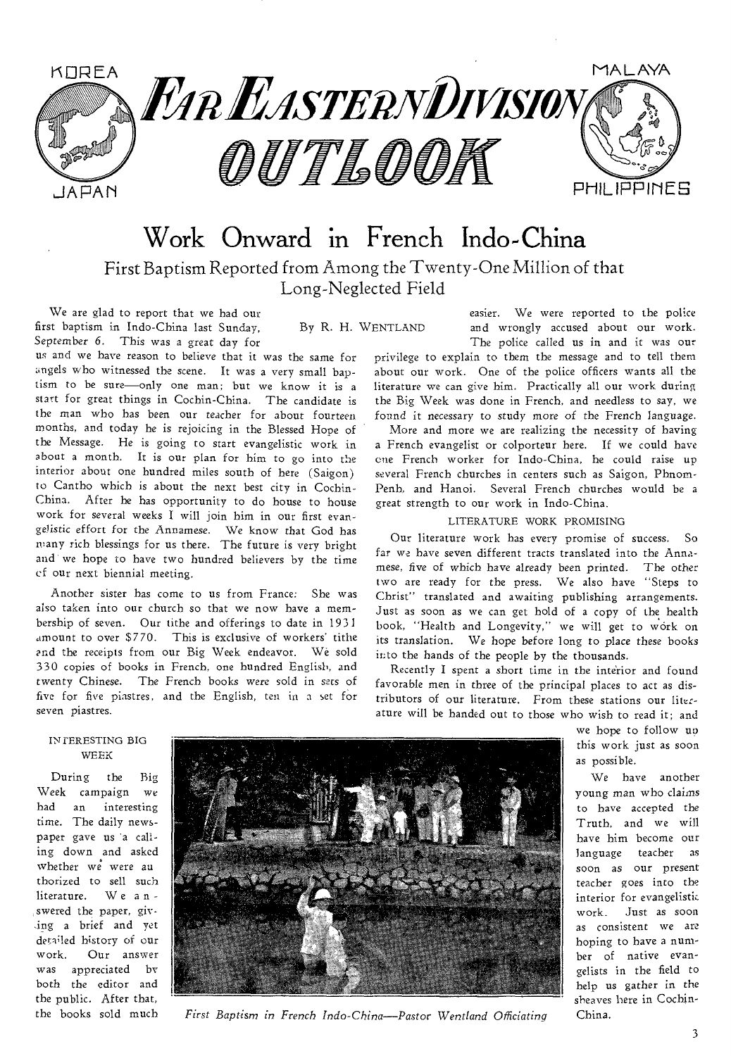# Far Eastern Division Outlook

KOREA JAPAN MALAYA PHILIPPINES

## Work Onward in French Indo-China

### First Baptism Reported from Among the Twenty-One Million of that Long-Neglected Field

By R. H. WENTLAND

We are glad to report that we had our first baptism in Indo-China last Sunday, September 6. This was a great day for us and we have reason to believe that it was the same for angels who witnessed the scene. It was a very small baptism to be sure—only one man; but we know it is a start for great things in Cochin-China. The candidate is the man who has been our teacher for about fourteen months, and today he is rejoicing in the Blessed Hope of the Message. He is going to start evangelistic work in about a month. It is our plan for him to go into the interior about one hundred miles south of here (Saigon) to Cantho which is about the next best city in Cochin-China. After he has opportunity to do house to house work for several weeks I will join him in our first evangelistic effort for the Annamese. We know that God has many rich blessings for us there. The future is very bright and we hope to have two hundred believers by the time of our next biennial meeting.

Another sister has come to us from France. She was also taken into our church so that we now have a membership of seven. Our tithe and offerings to date in 1931 amount to over $770. This is exclusive of workers' tithe and the receipts from our Big Week endeavor. We sold 330 copies of books in French, one hundred English, and twenty Chinese. The French books were sold in sets of five for five piastres, and the English, ten in a set for seven piastres.

#### INTERESTING BIG WEEK

During the Big Week campaign we had an interesting time. The daily newspaper gave us a calling down and asked whether we were authorized to sell such literature. We answered the paper, giving a brief and yet detailed history of our work. Our answer was appreciated by both the editor and the public. After that, the books sold much easier. We were reported to the police and wrongly accused about our work. The police called us in and it was our privilege to explain to them the message and to tell them about our work. One of the police officers wants all the literature we can give him. Practically all our work during the Big Week was done in French, and needless to say, we found it necessary to study more of the French language.

More and more we are realizing the necessity of having a French evangelist or colporteur here. If we could have one French worker for Indo-China, he could raise up several French churches in centers such as Saigon, Phnom-Penh, and Hanoi. Several French churches would be a great strength to our work in Indo-China.

#### LITERATURE WORK PROMISING

Our literature work has every promise of success. So far we have seven different tracts translated into the Annamese, five of which have already been printed. The other two are ready for the press. We also have "Steps to Christ" translated and awaiting publishing arrangements. Just as soon as we can get hold of a copy of the health book, "Health and Longevity," we will get to work on its translation. We hope before long to place these books into the hands of the people by the thousands.

Recently I spent a short time in the interior and found favorable men in three of the principal places to act as distributors of our literature. From these stations our literature will be handed out to those who wish to read it; and we hope to follow up this work just as soon as possible.

We have another young man who claims to have accepted the Truth, and we will have him become our language teacher as soon as our present teacher goes into the interior for evangelistic work. Just as soon as consistent we are hoping to have a number of native evangelists in the field to help us gather in the sheaves here in Cochin-China.

*First Baptism in French Indo-China—Pastor Wentland Officiating*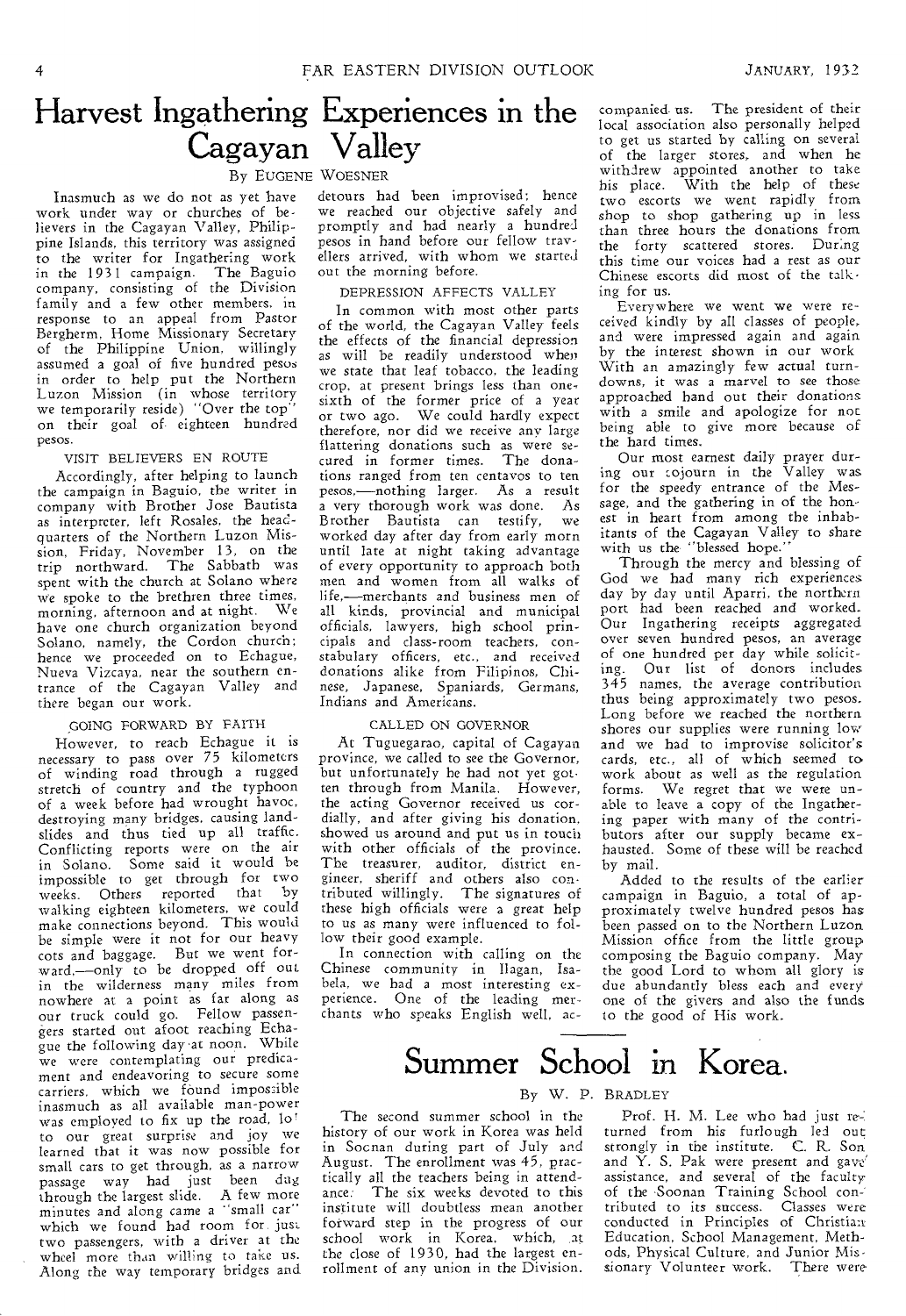# Harvest Ingathering Experiences in the Cagayan Valley

By EUGENE WOESNER

Inasmuch as we do not as yet have work under way or churches of believers in the Cagayan Valley, Philippine Islands, this territory was assigned to the writer for Ingathering work in the 1931 campaign. The Baguio company, consisting of the Division family and a few other members, in response to an appeal from Pastor Bergherm, Home Missionary Secretary of the Philippine Union, willingly assumed a goal of five hundred pesos in order to help put the Northern Luzon Mission (in whose territory we temporarily reside) "Over the top" on their goal of eighteen hundred pesos.

## VISIT BELIEVERS EN ROUTE

Accordingly, after helping to launch the campaign in Baguio, the writer in company with Brother Jose Bautista as interpreter, left Rosales, the headquarters of the Northern Luzon Mission, Friday, November 13, on the trip northward. The Sabbath was spent with the church at Solano where we spoke to the brethren three times, morning, afternoon and at night. We have one church organization beyond Solano, namely, the Cordon church; hence we proceeded on to Echague, Nueva Vizcaya, near the southern entrance of the Cagayan Valley and there began our work.

## GOING FORWARD BY FAITH

However, to reach Echague it is necessary to pass over 75 kilometers of winding road through a rugged stretch of country and the typhoon of a week before had wrought havoc, destroying many bridges, causing landslides and thus tied up all traffic. Conflicting reports were on the air in Solano. Some said it would be impossible to get through for two weeks. Others reported that by walking eighteen kilometers, we could make connections beyond. This would be simple were it not for our heavy cots and baggage. But we went forward,—only to be dropped off out in the wilderness many miles from nowhere at a point as far along as our truck could go. Fellow passengers started out afoot reaching Echague the following day at noon. While we were contemplating our predicament and endeavoring to secure some carriers, which we found impossible inasmuch as all available man-power was employed to fix up the road, lo! to our great surprise and joy we learned that it was now possible for small cars to get through, as a narrow passage way had just been dug through the largest slide. A few more minutes and along came a "small car" which we found had room for just two passengers, with a driver at the wheel more than willing to take us. Along the way temporary bridges and detours had been improvised; hence we reached our objective safely and promptly and had nearly a hundred pesos in hand before our fellow travellers arrived, with whom we started out the morning before.

## DEPRESSION AFFECTS VALLEY

In common with most other parts of the world, the Cagayan Valley feels the effects of the financial depression as will be readily understood when we state that leaf tobacco, the leading crop, at present brings less than one-sixth of the former price of a year or two ago. We could hardly expect therefore, nor did we receive any large flattering donations such as were secured in former times. The donations ranged from ten centavos to ten pesos,—nothing larger. As a result a very thorough work was done. As Brother Bautista can testify, we worked day after day from early morn until late at night taking advantage of every opportunity to approach both men and women from all walks of life,—merchants and business men of all kinds, provincial and municipal officials, lawyers, high school principals and class-room teachers, constabulary officers, etc., and received donations alike from Filipinos, Chinese, Japanese, Spaniards, Germans, Indians and Americans.

## CALLED ON GOVERNOR

At Tuguegarao, capital of Cagayan province, we called to see the Governor, but unfortunately he had not yet gotten through from Manila. However, the acting Governor received us cordially, and after giving his donation, showed us around and put us in touch with other officials of the province. The treasurer, auditor, district engineer, sheriff and others also contributed willingly. The signatures of these high officials were a great help to us as many were influenced to follow their good example.

In connection with calling on the Chinese community in Ilagan, Isabela, we had a most interesting experience. One of the leading merchants who speaks English well, accompanied us. The president of their local association also personally helped to get us started by calling on several of the larger stores, and when he withdrew appointed another to take his place. With the help of these two escorts we went rapidly from shop to shop gathering up in less than three hours the donations from the forty scattered stores. During this time our voices had a rest as our Chinese escorts did most of the talking for us.

Everywhere we went we were received kindly by all classes of people, and were impressed again and again by the interest shown in our work. With an amazingly few actual turndowns, it was a marvel to see those approached hand out their donations with a smile and apologize for not being able to give more because of the hard times.

Our most earnest daily prayer during our sojourn in the Valley was for the speedy entrance of the Message, and the gathering in of the honest in heart from among the inhabitants of the Cagayan Valley to share with us the "blessed hope."

Through the mercy and blessing of God we had many rich experiences day by day until Aparri, the northern port had been reached and worked. Our Ingathering receipts aggregated over seven hundred pesos, an average of one hundred per day while soliciting. Our list of donors includes 345 names, the average contribution thus being approximately two pesos. Long before we reached the northern shores our supplies were running low and we had to improvise solicitor's cards, etc., all of which seemed to work about as well as the regulation forms. We regret that we were unable to leave a copy of the Ingathering paper with many of the contributors after our supply became exhausted. Some of these will be reached by mail.

Added to the results of the earlier campaign in Baguio, a total of approximately twelve hundred pesos has been passed on to the Northern Luzon Mission office from the little group composing the Baguio company. May the good Lord to whom all glory is due abundantly bless each and every one of the givers and also the funds to the good of His work.

# Summer School in Korea.

By W. P. BRADLEY

The second summer school in the history of our work in Korea was held in Socnan during part of July and August. The enrollment was 45, practically all the teachers being in attendance. The six weeks devoted to this institute will doubtless mean another forward step in the progress of our school work in Korea, which, at the close of 1930, had the largest enrollment of any union in the Division.

Prof. H. M. Lee who had just returned from his furlough led out strongly in the institute. C. R. Son and Y. S. Pak were present and gave assistance, and several of the faculty of the Soonan Training School contributed to its success. Classes were conducted in Principles of Christian Education, School Management, Methods, Physical Culture, and Junior Missionary Volunteer work. There were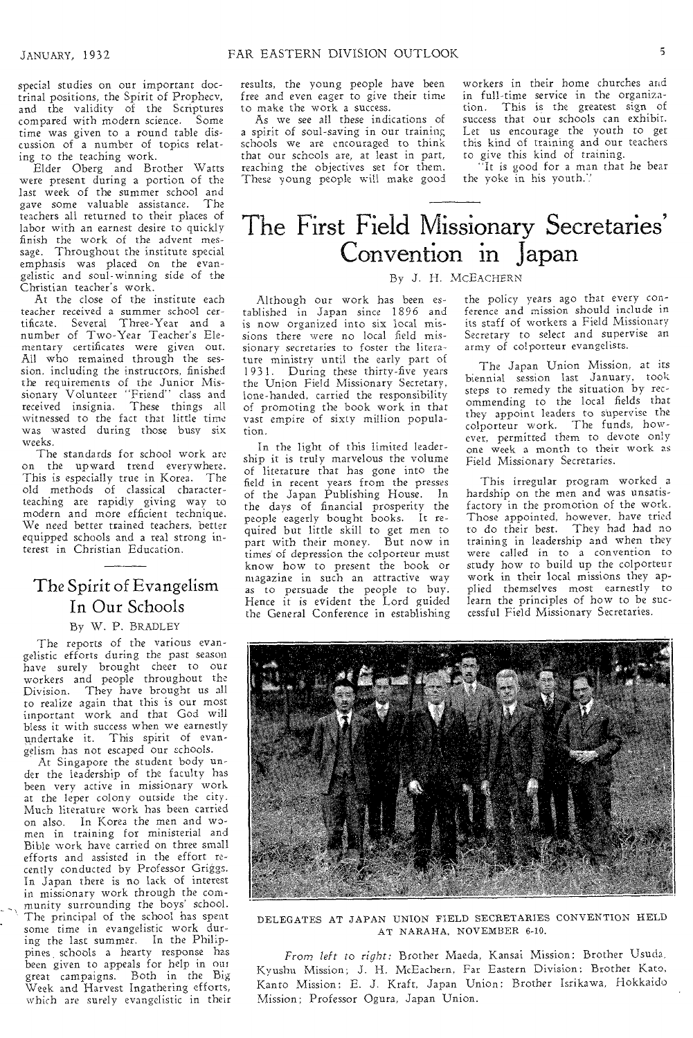special studies on our important doctrinal positions, the Spirit of Prophecy, and the validity of the Scriptures compared with modern science. Some time was given to a round table discussion of a number of topics relating to the teaching work.

Elder Oberg and Brother Watts were present during a portion of the last week of the summer school and gave some valuable assistance. The teachers all returned to their places of labor with an earnest desire to quickly finish the work of the advent message. Throughout the institute special emphasis was placed on the evangelistic and soul-winning side of the Christian teacher's work.

At the close of the institute each teacher received a summer school certificate. Several Three-Year and a number of Two-Year Teacher's Elementary certificates were given out. All who remained through the session, including the instructors, finished the requirements of the Junior Missionary Volunteer "Friend" class and received insignia. These things all witnessed to the fact that little time was wasted during those busy six weeks.

The standards for school work are on the upward trend everywhere. This is especially true in Korea. The old methods of classical character-teaching are rapidly giving way to modern and more efficient technique. We need better trained teachers, better equipped schools and a real strong interest in Christian Education.

## The Spirit of Evangelism In Our Schools

By W. P. BRADLEY

The reports of the various evangelistic efforts during the past season have surely brought cheer to our workers and people throughout the Division. They have brought us all to realize again that this is our most important work and that God will bless it with success when we earnestly undertake it. This spirit of evangelism has not escaped our schools.

At Singapore the student body under the leadership of the faculty has been very active in missionary work at the leper colony outside the city. Much literature work has been carried on also. In Korea the men and women in training for ministerial and Bible work have carried on three small efforts and assisted in the effort recently conducted by Professor Griggs. In Japan there is no lack of interest in missionary work through the community surrounding the boys' school. The principal of the school has spent some time in evangelistic work during the last summer. In the Philippines schools a hearty response has been given to appeals for help in our great campaigns. Both in the Big Week and Harvest Ingathering efforts, which are surely evangelistic in their results, the young people have been free and even eager to give their time to make the work a success.

As we see all these indications of a spirit of soul-saving in our training schools we are encouraged to think that our schools are, at least in part, reaching the objectives set for them. These young people will make good workers in their home churches and in full-time service in the organization. This is the greatest sign of success that our schools can exhibit. Let us encourage the youth to get this kind of training and our teachers to give this kind of training.

"It is good for a man that he bear the yoke in his youth."

# The First Field Missionary Secretaries' Convention in Japan

By J. H. McEACHERN

Although our work has been established in Japan since 1896 and is now organized into six local missions there were no local field missionary secretaries to foster the literature ministry until the early part of 1931. During these thirty-five years the Union Field Missionary Secretary, lone-handed, carried the responsibility of promoting the book work in that vast empire of sixty million population.

In the light of this limited leadership it is truly marvelous the volume of literature that has gone into the field in recent years from the presses of the Japan Publishing House. In the days of financial prosperity the people eagerly bought books. It required but little skill to get men to part with their money. But now in times of depression the colporteur must know how to present the book or magazine in such an attractive way as to persuade the people to buy. Hence it is evident the Lord guided the General Conference in establishing the policy years ago that every conference and mission should include in its staff of workers a Field Missionary Secretary to select and supervise an army of colporteur evangelists.

The Japan Union Mission, at its biennial session last January, took steps to remedy the situation by recommending to the local fields that they appoint leaders to supervise the colporteur work. The funds, however, permitted them to devote only one week a month to their work as Field Missionary Secretaries.

This irregular program worked a hardship on the men and was unsatisfactory in the promotion of the work. Those appointed, however, have tried to do their best. They had had no training in leadership and when they were called in to a convention to study how to build up the colporteur work in their local missions they applied themselves most earnestly to learn the principles of how to be successful Field Missionary Secretaries.

DELEGATES AT JAPAN UNION FIELD SECRETARIES CONVENTION HELD AT NARAHA, NOVEMBER 6-10.

*From left to right:* Brother Maeda, Kansai Mission; Brother Usuda, Kyushu Mission; J. H. McEachern, Far Eastern Division; Brother Kato, Kanto Mission; E. J. Kraft, Japan Union; Brother Isrikawa, Hokkaido Mission; Professor Ogura, Japan Union.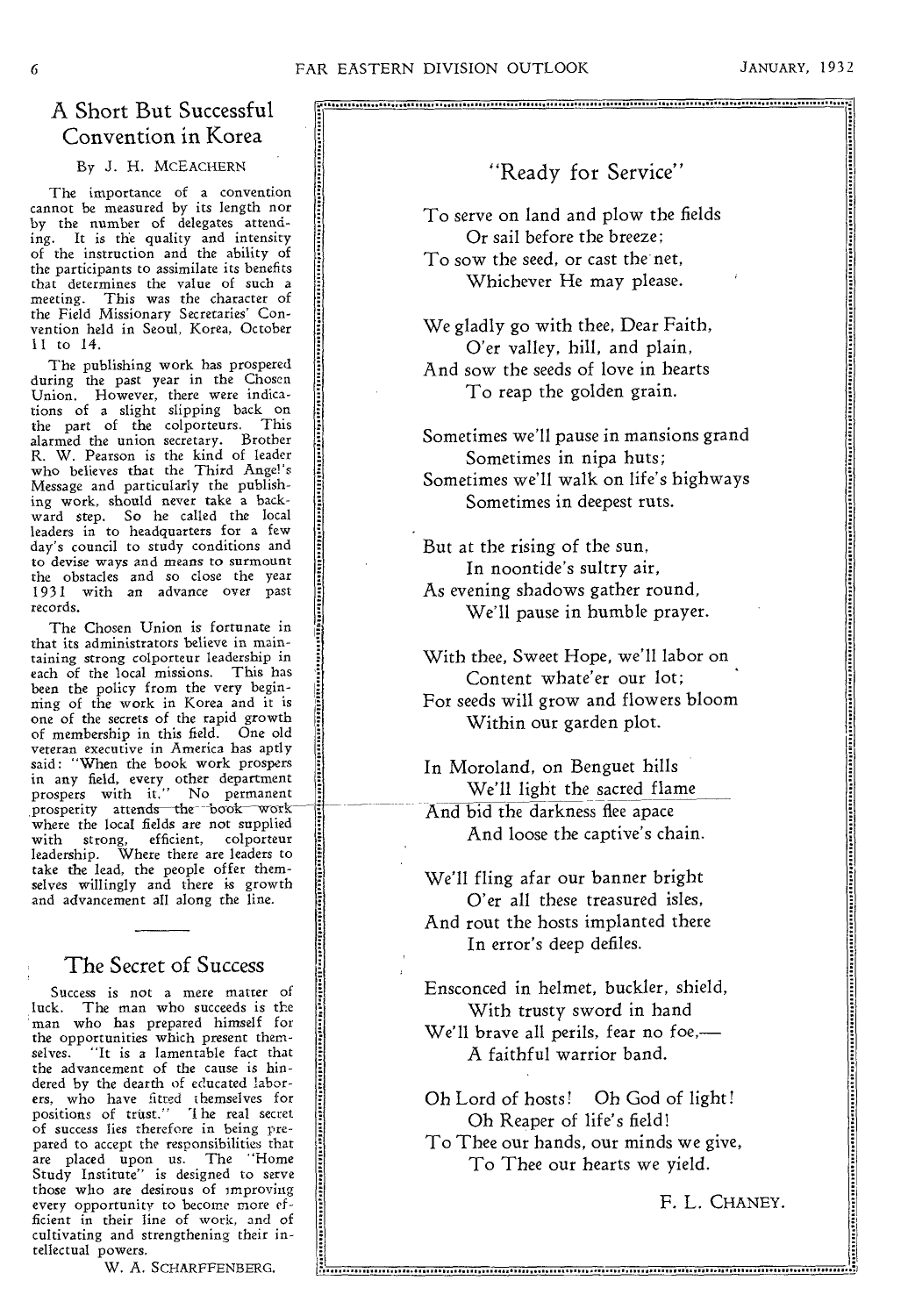## A Short But Successful Convention in Korea

By J. H. McEachern

The importance of a convention cannot be measured by its length nor by the number of delegates attending. It is the quality and intensity of the instruction and the ability of the participants to assimilate its benefits that determines the value of such a meeting. This was the character of the Field Missionary Secretaries' Convention held in Seoul, Korea, October 11 to 14.

The publishing work has prospered during the past year in the Chosen Union. However, there were indications of a slight slipping back on the part of the colporteurs. This alarmed the union secretary. Brother R. W. Pearson is the kind of leader who believes that the Third Angel's Message and particularly the publishing work, should never take a backward step. So he called the local leaders in to headquarters for a few day's council to study conditions and to devise ways and means to surmount the obstacles and so close the year 1931 with an advance over past records.

The Chosen Union is fortunate in that its administrators believe in maintaining strong colporteur leadership in each of the local missions. This has been the policy from the very beginning of the work in Korea and it is one of the secrets of the rapid growth of membership in this field. One old veteran executive in America has aptly said: "When the book work prospers in any field, every other department prospers with it." No permanent prosperity attends the book work where the local fields are not supplied with strong, efficient, colporteur leadership. Where there are leaders to take the lead, the people offer themselves willingly and there is growth and advancement all along the line.

## The Secret of Success

Success is not a mere matter of luck. The man who succeeds is the man who has prepared himself for the opportunities which present themselves. "It is a lamentable fact that the advancement of the cause is hindered by the dearth of educated laborers, who have fitted themselves for positions of trust." The real secret of success lies therefore in being prepared to accept the responsibilities that are placed upon us. The "Home Study Institute" is designed to serve those who are desirous of improving every opportunity to become more efficient in their line of work, and of cultivating and strengthening their intellectual powers.

W. A. Scharffenberg.

## "Ready for Service"

To serve on land and plow the fields
Or sail before the breeze;
To sow the seed, or cast the net,
Whichever He may please.

We gladly go with thee, Dear Faith,
O'er valley, hill, and plain,
And sow the seeds of love in hearts
To reap the golden grain.

Sometimes we'll pause in mansions grand
Sometimes in nipa huts;
Sometimes we'll walk on life's highways
Sometimes in deepest ruts.

But at the rising of the sun,
In noontide's sultry air,
As evening shadows gather round,
We'll pause in humble prayer.

With thee, Sweet Hope, we'll labor on
Content whate'er our lot;
For seeds will grow and flowers bloom
Within our garden plot.

In Moroland, on Benguet hills
We'll light the sacred flame
And bid the darkness flee apace
And loose the captive's chain.

We'll fling afar our banner bright
O'er all these treasured isles,
And rout the hosts implanted there
In error's deep defiles.

Ensconced in helmet, buckler, shield,
With trusty sword in hand
We'll brave all perils, fear no foe,—
A faithful warrior band.

Oh Lord of hosts! Oh God of light!
Oh Reaper of life's field!
To Thee our hands, our minds we give,
To Thee our hearts we yield.

F. L. Chaney.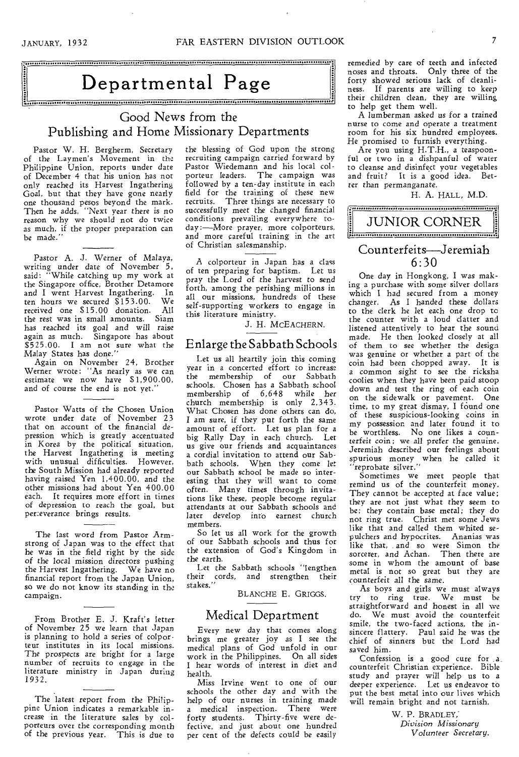# Departmental Page

## Good News from the Publishing and Home Missionary Departments

Pastor W. H. Bergherm, Secretary of the Laymen's Movement in the Philippine Union, reports under date of December 4 that his union has not only reached its Harvest Ingathering Goal, but that they have gone nearly one thousand pesos beyond the mark. Then he adds, "Next year there is no reason why we should not do twice as much, if the proper preparation can be made."

Pastor A. J. Werner of Malaya, writing under date of November 5, said: "While catching up my work at the Singapore office, Brother Detamore and I went Harvest Ingathering. In ten hours we secured $153.00. We received one $15.00 donation. All the rest was in small amounts. Siam has reached its goal and will raise again as much. Singapore has about $525.00. I am not sure what the Malay States has done."

Again on November 24, Brother Werner wrote: "As nearly as we can estimate we now have $1,900.00, and of course the end is not yet."

Pastor Watts of the Chosen Union wrote under date of November 23 that on account of the financial depression which is greatly accentuated in Korea by the political situation, the Harvest Ingathering is meeting with unusual difficulties. However, the South Mission had already reported having raised Yen 1,400.00, and the other missions had about Yen 400.00 each. It requires more effort in times of depression to reach the goal, but perseverance brings results.

The last word from Pastor Armstrong of Japan was to the effect that he was in the field right by the side of the local mission directors pushing the Harvest Ingathering. We have no financial report from the Japan Union, so we do not know its standing in the campaign.

From Brother E. J. Kraft's letter of November 25 we learn that Japan is planning to hold a series of colporteur institutes in its local missions. The prospects are bright for a large number of recruits to engage in the literature ministry in Japan during 1932.

The latest report from the Philippine Union indicates a remarkable increase in the literature sales by colporteurs over the corresponding month of the previous year. This is due to the blessing of God upon the strong recruiting campaign carried forward by Pastor Wiedemann and his local colporteur leaders. The campaign was followed by a ten-day institute in each field for the training of these new recruits. Three things are necessary to successfully meet the changed financial conditions prevailing everywhere today:—More prayer, more colporteurs, and more careful training in the art of Christian salesmanship.

A colporteur in Japan has a class of ten preparing for baptism. Let us pray the Lord of the harvest to send forth, among the perishing millions in all our missions, hundreds of these self-supporting workers to engage in this literature ministry.

J. H. McEACHERN.

## Enlarge the Sabbath Schools

Let us all heartily join this coming year in a concerted effort to increase the membership of our Sabbath schools. Chosen has a Sabbath school membership of 6,648 while her church membership is only 2,343. What Chosen has done others can do, I am sure, if they put forth the same amount of effort. Let us plan for a big Rally Day in each church. Let us give our friends and acquaintances a cordial invitation to attend our Sabbath schools. When they come let our Sabbath school be made so interesting that they will want to come often. Many times through invitations like these, people become regular attendants at our Sabbath schools and later develop into earnest church members.

So let us all work for the growth of our Sabbath schools and thus for the extension of God's Kingdom in the earth.

Let the Sabbath schools "lengthen their cords, and strengthen their stakes."

BLANCHE E. GRIGGS.

## Medical Department

Every new day that comes along brings me greater joy as I see the medical plans of God unfold in our work in the Philippines. On all sides I hear words of interest in diet and health.

Miss Irvine went to one of our schools the other day and with the help of our nurses in training made a medical inspection. There were forty students. Thirty-five were defective, and just about one hundred per cent of the defects could be easily remedied by care of teeth and infected noses and throats. Only three of the forty showed serious lack of cleanliness. If parents are willing to keep their children clean, they are willing to help get them well.

A lumberman asked us for a trained nurse to come and operate a treatment room for his six hundred employees. He promised to furnish everything.

Are you using H.T.H., a teaspoonful or two in a dishpanful of water to cleanse and disinfect your vegetables and fruit? It is a good idea. Better than permanganate.

H. A. HALL, M.D.

# JUNIOR CORNER

## Counterfeits—Jeremiah 6:30

One day in Hongkong, I was making a purchase with some silver dollars which I had secured from a money changer. As I handed these dollars to the clerk he let each one drop to the counter with a loud clatter and listened attentively to hear the sound made. He then looked closely at all of them to see whether the design was genuine or whether a part of the coin had been chopped away. It is a common sight to see the ricksha coolies when they have been paid stoop down and test the ring of each coin on the sidewalk or pavement. One time, to my great dismay, I found one of these suspicious-looking coins in my possession and later found it to be worthless. No one likes a counterfeit coin; we all prefer the genuine. Jeremiah described our feelings about spurious money when he called it "reprobate silver."

Sometimes we meet people that remind us of the counterfeit money. They cannot be accepted at face value; they are not just what they seem to be; they contain base metal; they do not ring true. Christ met some Jews like that and called them whited sepulchers and hypocrites. Ananias was like that, and so were Simon the sorcerer, and Achan. Then there are some in whom the amount of base metal is not so great but they are counterfeit all the same.

As boys and girls we must always try to ring true. We must be straightforward and honest in all we do. We must avoid the counterfeit smile, the two-faced actions, the insincere flattery. Paul said he was the chief of sinners but the Lord had saved him.

Confession is a good cure for a counterfeit Christian experience. Bible study and prayer will help us to a deeper experience. Let us endeavor to put the best metal into our lives which will remain bright and not tarnish.

W. P. BRADLEY,
*Division Missionary Volunteer Secretary.*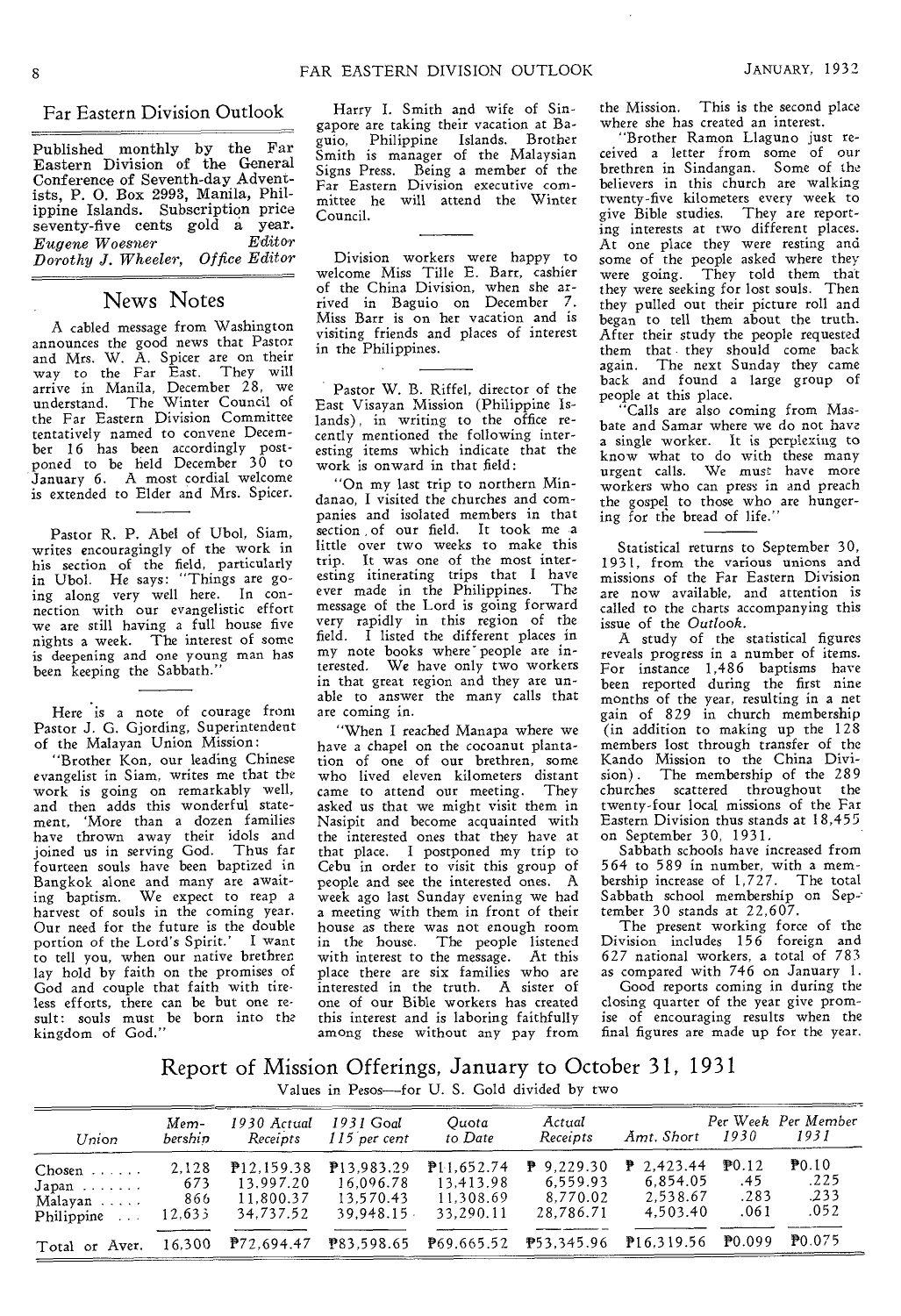## Far Eastern Division Outlook

Published monthly by the Far Eastern Division of the General Conference of Seventh-day Adventists, P. O. Box 2993, Manila, Philippine Islands. Subscription price seventy-five cents gold a year.

*Eugene Woesner* — *Editor*

*Dorothy J. Wheeler, Office Editor*

# News Notes

A cabled message from Washington announces the good news that Pastor and Mrs. W. A. Spicer are on their way to the Far East. They will arrive in Manila, December 28, we understand. The Winter Council of the Far Eastern Division Committee tentatively named to convene December 16 has been accordingly postponed to be held December 30 to January 6. A most cordial welcome is extended to Elder and Mrs. Spicer.

---

Pastor R. P. Abel of Ubol, Siam, writes encouragingly of the work in his section of the field, particularly in Ubol. He says: "Things are going along very well here. In connection with our evangelistic effort we are still having a full house five nights a week. The interest of some is deepening and one young man has been keeping the Sabbath."

---

Here is a note of courage from Pastor J. G. Gjording, Superintendent of the Malayan Union Mission:

"Brother Kon, our leading Chinese evangelist in Siam, writes me that the work is going on remarkably well, and then adds this wonderful statement, 'More than a dozen families have thrown away their idols and joined us in serving God. Thus far fourteen souls have been baptized in Bangkok alone and many are awaiting baptism. We expect to reap a harvest of souls in the coming year. Our need for the future is the double portion of the Lord's Spirit.' I want to tell you, when our native brethren lay hold by faith on the promises of God and couple that faith with tireless efforts, there can be but one result: souls must be born into the kingdom of God."

---

Harry I. Smith and wife of Singapore are taking their vacation at Baguio, Philippine Islands. Brother Smith is manager of the Malaysian Signs Press. Being a member of the Far Eastern Division executive committee he will attend the Winter Council.

---

Division workers were happy to welcome Miss Tille E. Barr, cashier of the China Division, when she arrived in Baguio on December 7. Miss Barr is on her vacation and is visiting friends and places of interest in the Philippines.

---

Pastor W. B. Riffel, director of the East Visayan Mission (Philippine Islands), in writing to the office recently mentioned the following interesting items which indicate that the work is onward in that field:

"On my last trip to northern Mindanao, I visited the churches and companies and isolated members in that section of our field. It took me a little over two weeks to make this trip. It was one of the most interesting itinerating trips that I have ever made in the Philippines. The message of the Lord is going forward very rapidly in this region of the field. I listed the different places in my note books where people are interested. We have only two workers in that great region and they are unable to answer the many calls that are coming in.

"When I reached Manapa where we have a chapel on the cocoanut plantation of one of our brethren, some who lived eleven kilometers distant came to attend our meeting. They asked us that we might visit them in Nasipit and become acquainted with the interested ones that they have at that place. I postponed my trip to Cebu in order to visit this group of people and see the interested ones. A week ago last Sunday evening we had a meeting with them in front of their house as there was not enough room in the house. The people listened with interest to the message. At this place there are six families who are interested in the truth. A sister of one of our Bible workers has created this interest and is laboring faithfully among these without any pay from the Mission. This is the second place where she has created an interest.

"Brother Ramon Llaguno just received a letter from some of our brethren in Sindangan. Some of the believers in this church are walking twenty-five kilometers every week to give Bible studies. They are reporting interests at two different places. At one place they were resting and some of the people asked where they were going. They told them that they were seeking for lost souls. Then they pulled out their picture roll and began to tell them about the truth. After their study the people requested them that they should come back again. The next Sunday they came back and found a large group of people at this place.

"Calls are also coming from Masbate and Samar where we do not have a single worker. It is perplexing to know what to do with these many urgent calls. We must have more workers who can press in and preach the gospel to those who are hungering for the bread of life."

---

Statistical returns to September 30, 1931, from the various unions and missions of the Far Eastern Division are now available, and attention is called to the charts accompanying this issue of the *Outlook*.

A study of the statistical figures reveals progress in a number of items. For instance 1,486 baptisms have been reported during the first nine months of the year, resulting in a net gain of 829 in church membership (in addition to making up the 128 members lost through transfer of the Kando Mission to the China Division). The membership of the 289 churches scattered throughout the twenty-four local missions of the Far Eastern Division thus stands at 18,455 on September 30, 1931.

Sabbath schools have increased from 564 to 589 in number, with a membership increase of 1,727. The total Sabbath school membership on September 30 stands at 22,607.

The present working force of the Division includes 156 foreign and 627 national workers, a total of 783 as compared with 746 on January 1.

Good reports coming in during the closing quarter of the year give promise of encouraging results when the final figures are made up for the year.

## Report of Mission Offerings, January to October 31, 1931

Values in Pesos—for U. S. Gold divided by two

| *Union* | *Membership* | *1930 Actual Receipts* | *1931 Goal 115 per cent* | *Quota to Date* | *Actual Receipts* | *Amt. Short* | *Per Week 1930* | *Per Member 1931* |
|---|---|---|---|---|---|---|---|---|
| Chosen | 2,128 | ₱12,159.38 | ₱13,983.29 | ₱11,652.74 | ₱ 9,229.30 | ₱ 2,423.44 | ₱0.12 | ₱0.10 |
| Japan | 673 | 13,997.20 | 16,096.78 | 13,413.98 | 6,559.93 | 6,854.05 | .45 | .225 |
| Malayan | 866 | 11,800.37 | 13,570.43 | 11,308.69 | 8,770.02 | 2,538.67 | .283 | .233 |
| Philippine | 12,633 | 34,737.52 | 39,948.15 | 33,290.11 | 28,786.71 | 4,503.40 | .061 | .052 |
| Total or Aver. | 16,300 | ₱72,694.47 | ₱83,598.65 | ₱69,665.52 | ₱53,345.96 | ₱16,319.56 | ₱0.099 | ₱0.075 |